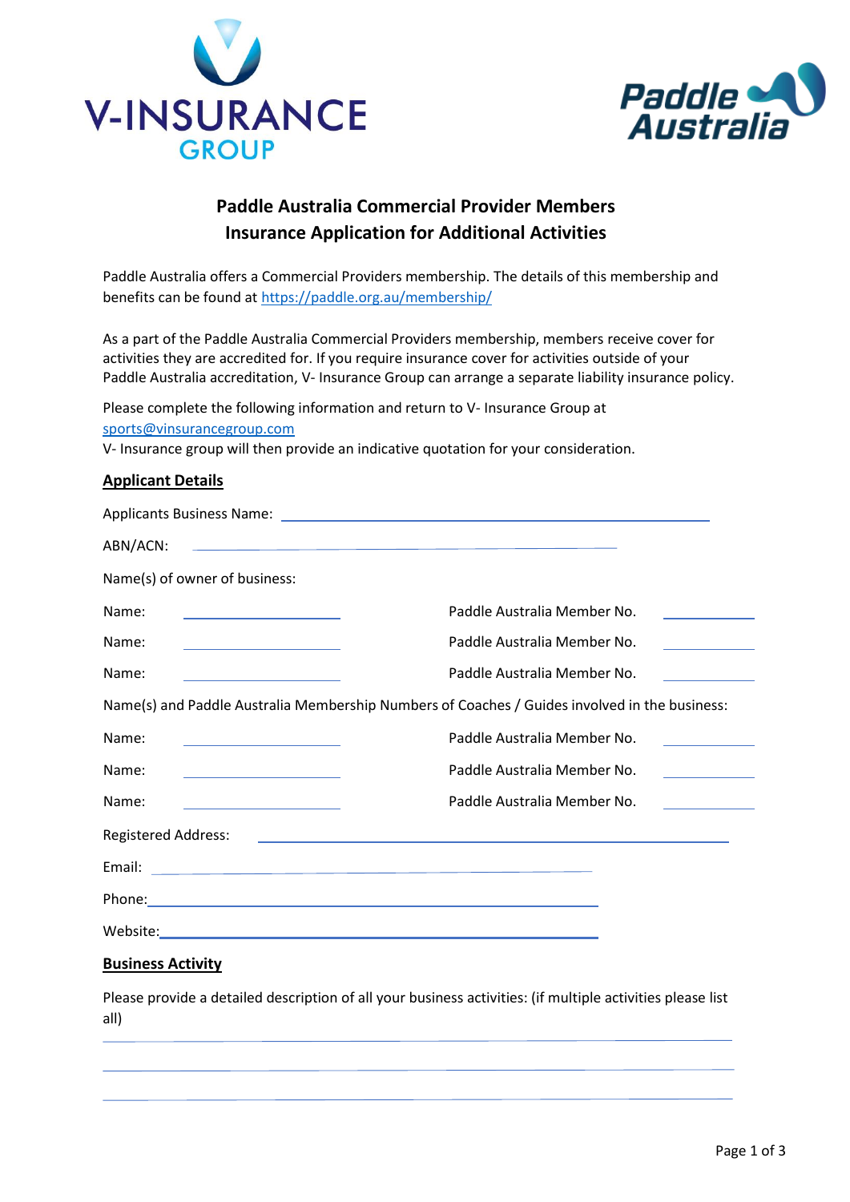V-INSURANCE GROUP

Paddle Australia

# Paddle Australia Commercial Provider Members
# Insurance Application for Additional Activities

Paddle Australia offers a Commercial Providers membership. The details of this membership and benefits can be found at https://paddle.org.au/membership/

As a part of the Paddle Australia Commercial Providers membership, members receive cover for activities they are accredited for. If you require insurance cover for activities outside of your Paddle Australia accreditation, V- Insurance Group can arrange a separate liability insurance policy.

Please complete the following information and return to V- Insurance Group at sports@vinsurancegroup.com
V- Insurance group will then provide an indicative quotation for your consideration.

## Applicant Details

Applicants Business Name: ______________________________

ABN/ACN: ______________________________

Name(s) of owner of business:

Name: ______________ Paddle Australia Member No. __________

Name: ______________ Paddle Australia Member No. __________

Name: ______________ Paddle Australia Member No. __________

Name(s) and Paddle Australia Membership Numbers of Coaches / Guides involved in the business:

Name: ______________ Paddle Australia Member No. __________

Name: ______________ Paddle Australia Member No. __________

Name: ______________ Paddle Australia Member No. __________

Registered Address: ______________________________

Email: ______________________________

Phone: ______________________________

Website: ______________________________

## Business Activity

Please provide a detailed description of all your business activities: (if multiple activities please list all)

______________________________

______________________________

______________________________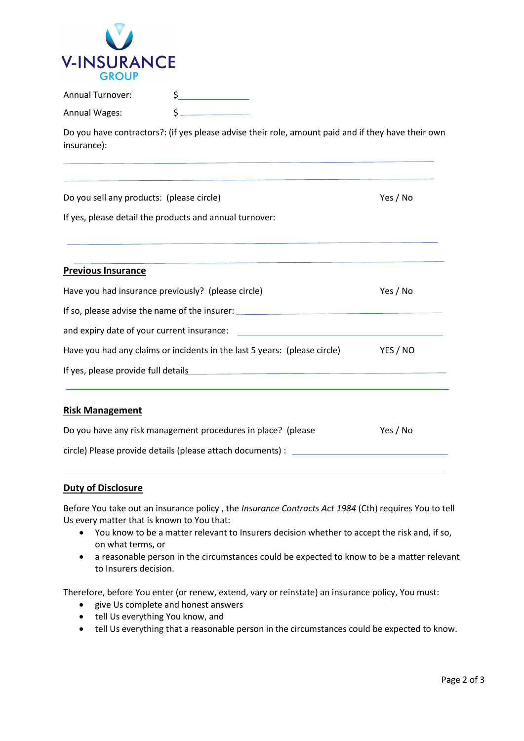V-INSURANCE GROUP

Annual Turnover: $______________

Annual Wages: $______________

Do you have contractors?: (if yes please advise their role, amount paid and if they have their own insurance):

______________________________________________________________________________

______________________________________________________________________________

Do you sell any products: (please circle) Yes / No

If yes, please detail the products and annual turnover:

______________________________________________________________________________

______________________________________________________________________________

**Previous Insurance**

Have you had insurance previously? (please circle) Yes / No

If so, please advise the name of the insurer: ________________________________________

and expiry date of your current insurance: ________________________________________

Have you had any claims or incidents in the last 5 years: (please circle) YES / NO

If yes, please provide full details______________________________________________

______________________________________________________________________________

**Risk Management**

Do you have any risk management procedures in place? (please circle) Yes / No

Please provide details (please attach documents) : ______________________________

______________________________________________________________________________

**Duty of Disclosure**

Before You take out an insurance policy , the *Insurance Contracts Act 1984* (Cth) requires You to tell Us every matter that is known to You that:

- You know to be a matter relevant to Insurers decision whether to accept the risk and, if so, on what terms, or
- a reasonable person in the circumstances could be expected to know to be a matter relevant to Insurers decision.

Therefore, before You enter (or renew, extend, vary or reinstate) an insurance policy, You must:

- give Us complete and honest answers
- tell Us everything You know, and
- tell Us everything that a reasonable person in the circumstances could be expected to know.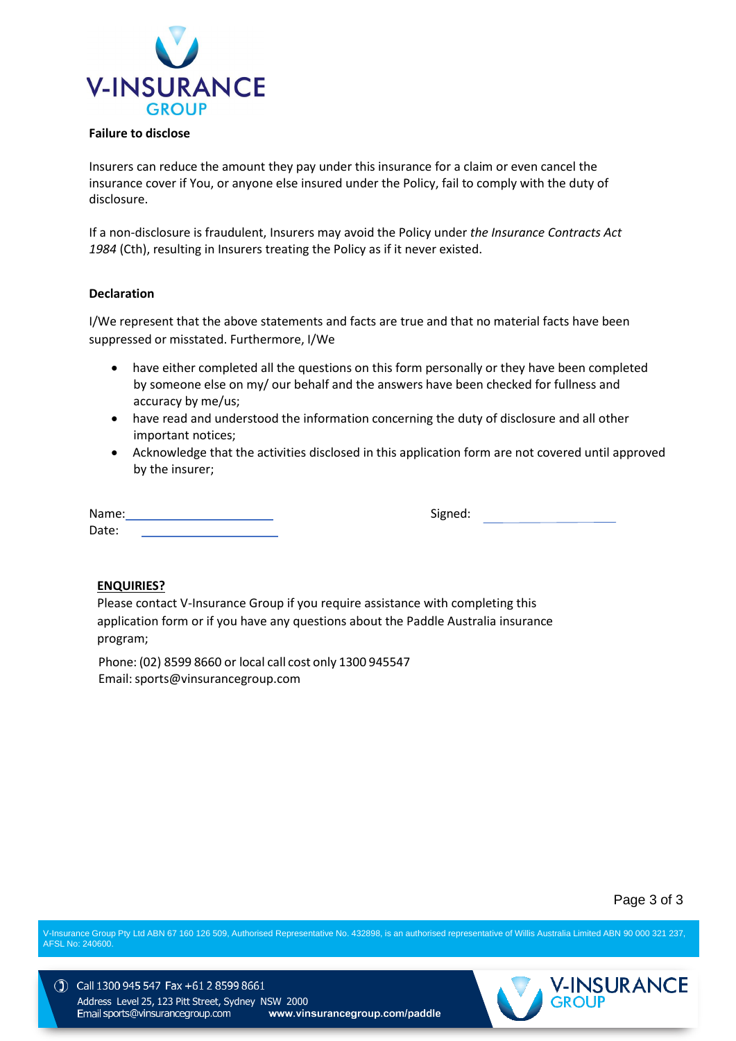**Failure to disclose**

Insurers can reduce the amount they pay under this insurance for a claim or even cancel the insurance cover if You, or anyone else insured under the Policy, fail to comply with the duty of disclosure.

If a non-disclosure is fraudulent, Insurers may avoid the Policy under *the Insurance Contracts Act 1984* (Cth), resulting in Insurers treating the Policy as if it never existed.

**Declaration**

I/We represent that the above statements and facts are true and that no material facts have been suppressed or misstated. Furthermore, I/We

- have either completed all the questions on this form personally or they have been completed by someone else on my/ our behalf and the answers have been checked for fullness and accuracy by me/us;
- have read and understood the information concerning the duty of disclosure and all other important notices;
- Acknowledge that the activities disclosed in this application form are not covered until approved by the insurer;

Name: ______________________ Signed: ______________________

Date: ______________________

**ENQUIRIES?**

Please contact V-Insurance Group if you require assistance with completing this application form or if you have any questions about the Paddle Australia insurance program;

Phone: (02) 8599 8660 or local call cost only 1300 945547
Email: sports@vinsurancegroup.com

V-Insurance Group Pty Ltd ABN 67 160 126 509, Authorised Representative No. 432898, is an authorised representative of Willis Australia Limited ABN 90 000 321 237, AFSL No: 240600.

Call 1300 945 547 Fax +61 2 8599 8661
Address Level 25, 123 Pitt Street, Sydney NSW 2000
Email sports@vinsurancegroup.com www.vinsurancegroup.com/paddle